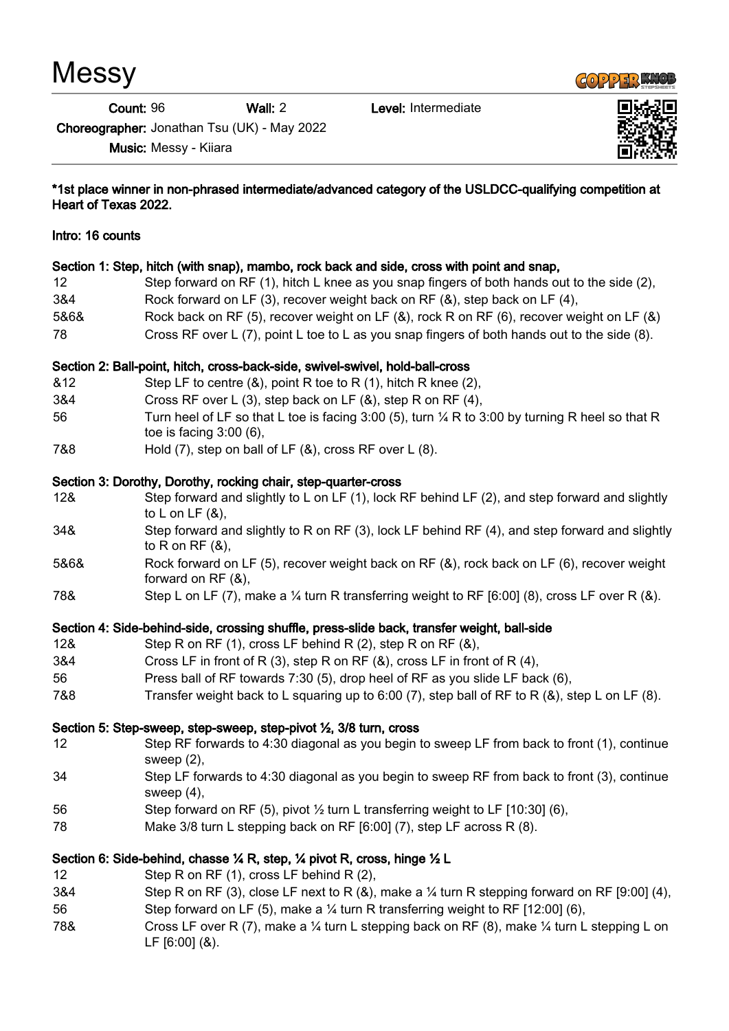# Messy

**Count:** 96 **Wall:** 2 **Level:** Intermediate

**Choreographer:** Jonathan Tsu (UK) - May 2022

**Music:** Messy - Kiiara

**\*1st place winner in non-phrased intermediate/advanced category of the USLDCC-qualifying competition at Heart of Texas 2022.**

**Intro: 16 counts**

**Section 1: Step, hitch (with snap), mambo, rock back and side, cross with point and snap,**

| | |
|---|---|
| 12 | Step forward on RF (1), hitch L knee as you snap fingers of both hands out to the side (2), |
| 3&4 | Rock forward on LF (3), recover weight back on RF (&), step back on LF (4), |
| 5&6& | Rock back on RF (5), recover weight on LF (&), rock R on RF (6), recover weight on LF (&) |
| 78 | Cross RF over L (7), point L toe to L as you snap fingers of both hands out to the side (8). |

**Section 2: Ball-point, hitch, cross-back-side, swivel-swivel, hold-ball-cross**

| | |
|---|---|
| &12 | Step LF to centre (&), point R toe to R (1), hitch R knee (2), |
| 3&4 | Cross RF over L (3), step back on LF (&), step R on RF (4), |
| 56 | Turn heel of LF so that L toe is facing 3:00 (5), turn ¼ R to 3:00 by turning R heel so that R toe is facing 3:00 (6), |
| 7&8 | Hold (7), step on ball of LF (&), cross RF over L (8). |

**Section 3: Dorothy, Dorothy, rocking chair, step-quarter-cross**

| | |
|---|---|
| 12& | Step forward and slightly to L on LF (1), lock RF behind LF (2), and step forward and slightly to L on LF (&), |
| 34& | Step forward and slightly to R on RF (3), lock LF behind RF (4), and step forward and slightly to R on RF (&), |
| 5&6& | Rock forward on LF (5), recover weight back on RF (&), rock back on LF (6), recover weight forward on RF (&), |
| 78& | Step L on LF (7), make a ¼ turn R transferring weight to RF [6:00] (8), cross LF over R (&). |

**Section 4: Side-behind-side, crossing shuffle, press-slide back, transfer weight, ball-side**

| | |
|---|---|
| 12& | Step R on RF (1), cross LF behind R (2), step R on RF (&), |
| 3&4 | Cross LF in front of R (3), step R on RF (&), cross LF in front of R (4), |
| 56 | Press ball of RF towards 7:30 (5), drop heel of RF as you slide LF back (6), |
| 7&8 | Transfer weight back to L squaring up to 6:00 (7), step ball of RF to R (&), step L on LF (8). |

**Section 5: Step-sweep, step-sweep, step-pivot ½, 3/8 turn, cross**

| | |
|---|---|
| 12 | Step RF forwards to 4:30 diagonal as you begin to sweep LF from back to front (1), continue sweep (2), |
| 34 | Step LF forwards to 4:30 diagonal as you begin to sweep RF from back to front (3), continue sweep (4), |
| 56 | Step forward on RF (5), pivot ½ turn L transferring weight to LF [10:30] (6), |
| 78 | Make 3/8 turn L stepping back on RF [6:00] (7), step LF across R (8). |

**Section 6: Side-behind, chasse ¼ R, step, ¼ pivot R, cross, hinge ½ L**

| | |
|---|---|
| 12 | Step R on RF (1), cross LF behind R (2), |
| 3&4 | Step R on RF (3), close LF next to R (&), make a ¼ turn R stepping forward on RF [9:00] (4), |
| 56 | Step forward on LF (5), make a ¼ turn R transferring weight to RF [12:00] (6), |
| 78& | Cross LF over R (7), make a ¼ turn L stepping back on RF (8), make ¼ turn L stepping L on LF [6:00] (&). |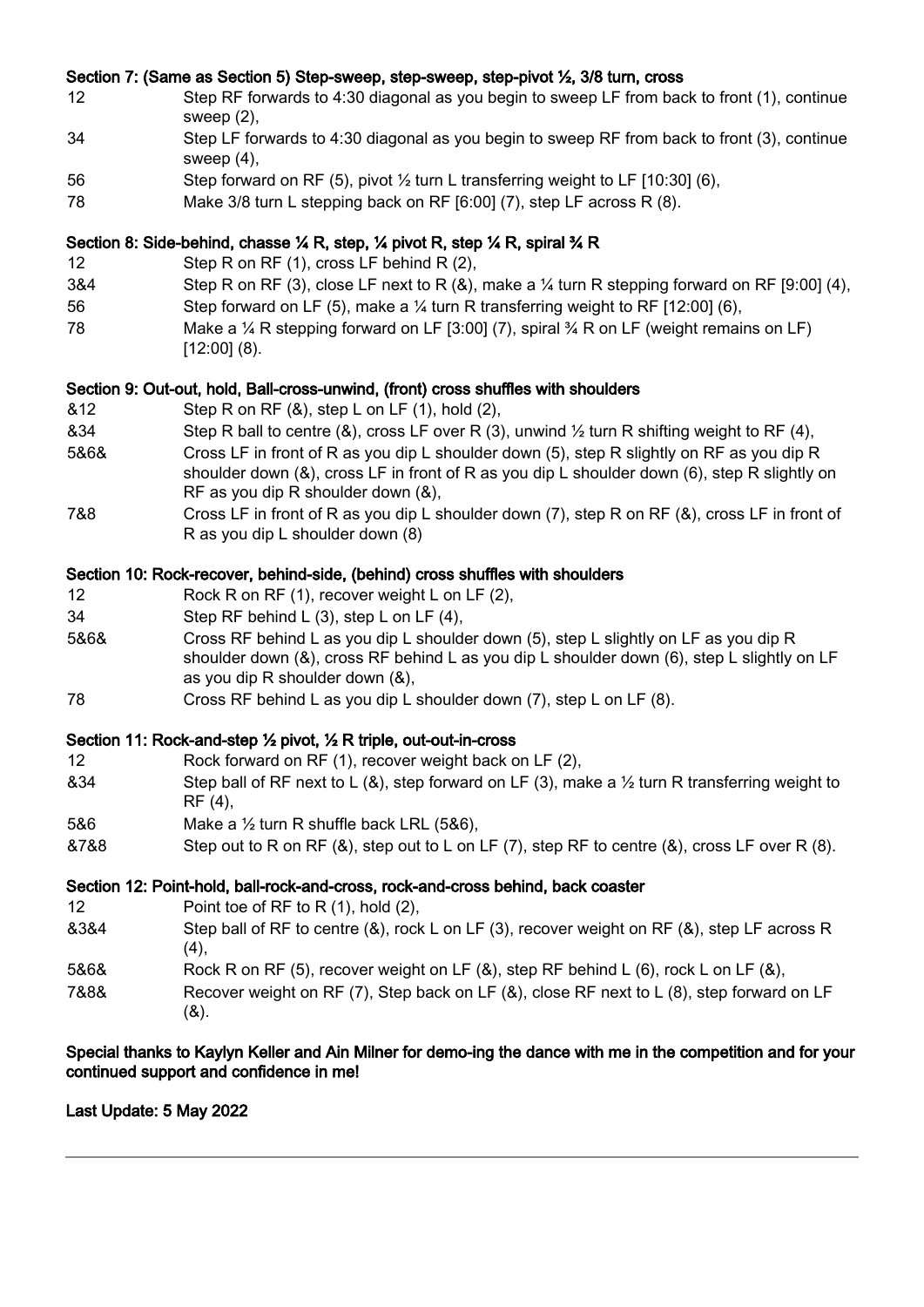### Section 7: (Same as Section 5) Step-sweep, step-sweep, step-pivot ½, 3/8 turn, cross

| | |
|---|---|
| 12 | Step RF forwards to 4:30 diagonal as you begin to sweep LF from back to front (1), continue sweep (2), |
| 34 | Step LF forwards to 4:30 diagonal as you begin to sweep RF from back to front (3), continue sweep (4), |
| 56 | Step forward on RF (5), pivot ½ turn L transferring weight to LF [10:30] (6), |
| 78 | Make 3/8 turn L stepping back on RF [6:00] (7), step LF across R (8). |

### Section 8: Side-behind, chasse ¼ R, step, ¼ pivot R, step ¼ R, spiral ¾ R

| | |
|---|---|
| 12 | Step R on RF (1), cross LF behind R (2), |
| 3&4 | Step R on RF (3), close LF next to R (&), make a ¼ turn R stepping forward on RF [9:00] (4), |
| 56 | Step forward on LF (5), make a ¼ turn R transferring weight to RF [12:00] (6), |
| 78 | Make a ¼ R stepping forward on LF [3:00] (7), spiral ¾ R on LF (weight remains on LF) [12:00] (8). |

### Section 9: Out-out, hold, Ball-cross-unwind, (front) cross shuffles with shoulders

| | |
|---|---|
| &12 | Step R on RF (&), step L on LF (1), hold (2), |
| &34 | Step R ball to centre (&), cross LF over R (3), unwind ½ turn R shifting weight to RF (4), |
| 5&6& | Cross LF in front of R as you dip L shoulder down (5), step R slightly on RF as you dip R shoulder down (&), cross LF in front of R as you dip L shoulder down (6), step R slightly on RF as you dip R shoulder down (&), |
| 7&8 | Cross LF in front of R as you dip L shoulder down (7), step R on RF (&), cross LF in front of R as you dip L shoulder down (8) |

### Section 10: Rock-recover, behind-side, (behind) cross shuffles with shoulders

| | |
|---|---|
| 12 | Rock R on RF (1), recover weight L on LF (2), |
| 34 | Step RF behind L (3), step L on LF (4), |
| 5&6& | Cross RF behind L as you dip L shoulder down (5), step L slightly on LF as you dip R shoulder down (&), cross RF behind L as you dip L shoulder down (6), step L slightly on LF as you dip R shoulder down (&), |
| 78 | Cross RF behind L as you dip L shoulder down (7), step L on LF (8). |

### Section 11: Rock-and-step ½ pivot, ½ R triple, out-out-in-cross

| | |
|---|---|
| 12 | Rock forward on RF (1), recover weight back on LF (2), |
| &34 | Step ball of RF next to L (&), step forward on LF (3), make a ½ turn R transferring weight to RF (4), |
| 5&6 | Make a ½ turn R shuffle back LRL (5&6), |
| &7&8 | Step out to R on RF (&), step out to L on LF (7), step RF to centre (&), cross LF over R (8). |

### Section 12: Point-hold, ball-rock-and-cross, rock-and-cross behind, back coaster

| | |
|---|---|
| 12 | Point toe of RF to R (1), hold (2), |
| &3&4 | Step ball of RF to centre (&), rock L on LF (3), recover weight on RF (&), step LF across R (4), |
| 5&6& | Rock R on RF (5), recover weight on LF (&), step RF behind L (6), rock L on LF (&), |
| 7&8& | Recover weight on RF (7), Step back on LF (&), close RF next to L (8), step forward on LF (&). |

**Special thanks to Kaylyn Keller and Ain Milner for demo-ing the dance with me in the competition and for your continued support and confidence in me!**

**Last Update: 5 May 2022**